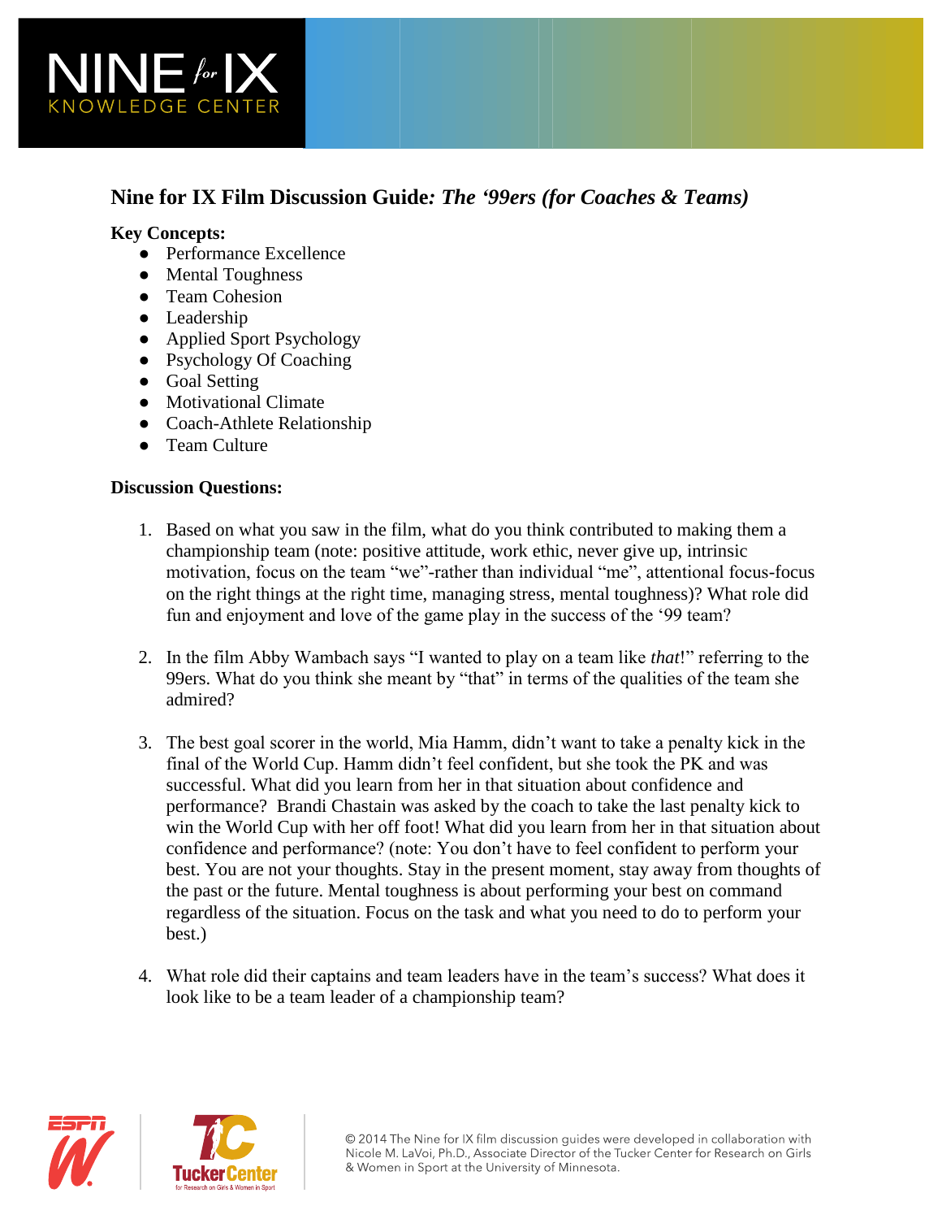# Nine for IX Film Discussion Guide*: The '99ers (for Coaches & Teams)*

**Key Concepts:**

- Performance Excellence
- Mental Toughness
- Team Cohesion
- Leadership
- Applied Sport Psychology
- Psychology Of Coaching
- Goal Setting
- Motivational Climate
- Coach-Athlete Relationship
- Team Culture

**Discussion Questions:**

1. Based on what you saw in the film, what do you think contributed to making them a championship team (note: positive attitude, work ethic, never give up, intrinsic motivation, focus on the team "we"-rather than individual "me", attentional focus-focus on the right things at the right time, managing stress, mental toughness)? What role did fun and enjoyment and love of the game play in the success of the '99 team?

2. In the film Abby Wambach says "I wanted to play on a team like *that*!" referring to the 99ers. What do you think she meant by "that" in terms of the qualities of the team she admired?

3. The best goal scorer in the world, Mia Hamm, didn't want to take a penalty kick in the final of the World Cup. Hamm didn't feel confident, but she took the PK and was successful. What did you learn from her in that situation about confidence and performance? Brandi Chastain was asked by the coach to take the last penalty kick to win the World Cup with her off foot! What did you learn from her in that situation about confidence and performance? (note: You don't have to feel confident to perform your best. You are not your thoughts. Stay in the present moment, stay away from thoughts of the past or the future. Mental toughness is about performing your best on command regardless of the situation. Focus on the task and what you need to do to perform your best.)

4. What role did their captains and team leaders have in the team's success? What does it look like to be a team leader of a championship team?

© 2014 The Nine for IX film discussion guides were developed in collaboration with Nicole M. LaVoi, Ph.D., Associate Director of the Tucker Center for Research on Girls & Women in Sport at the University of Minnesota.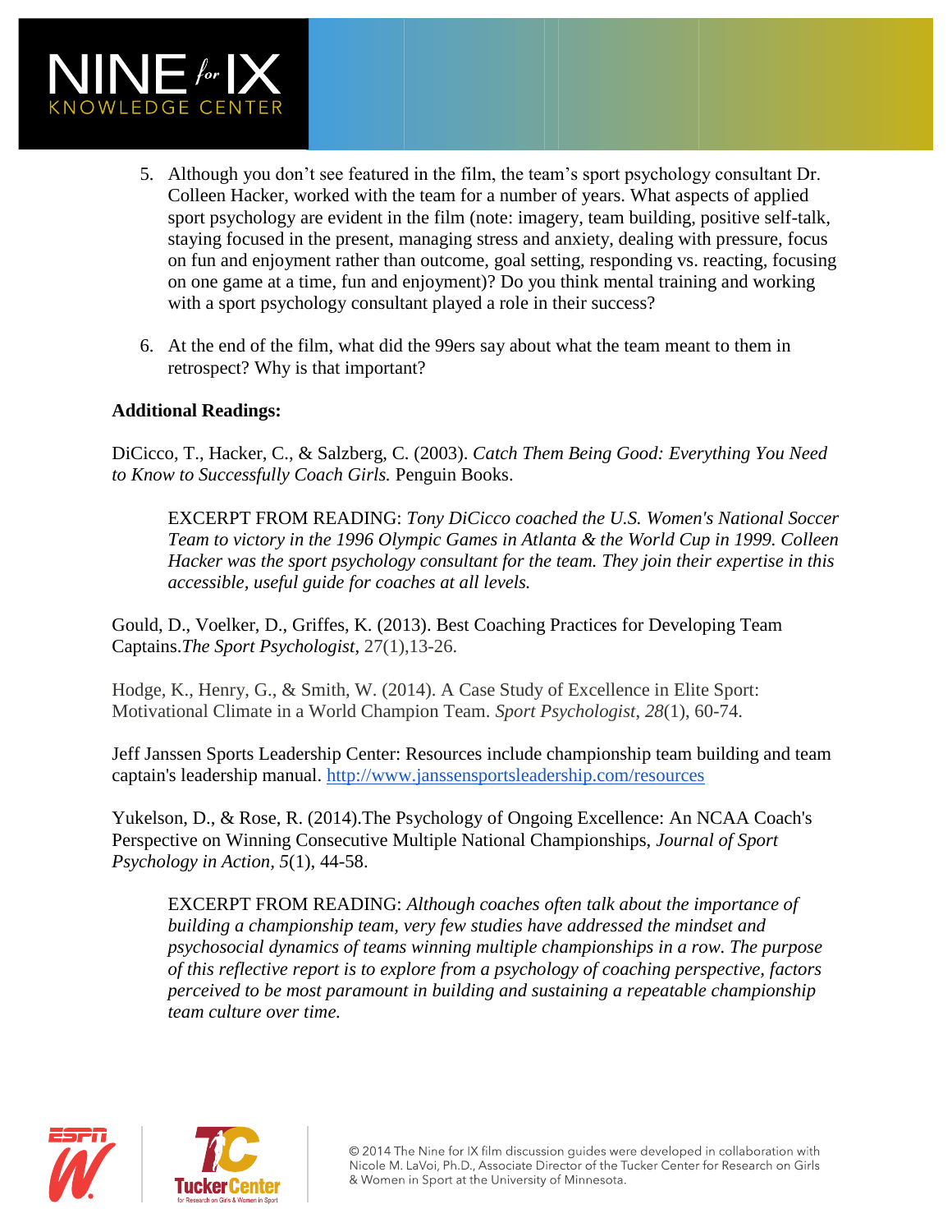5. Although you don't see featured in the film, the team's sport psychology consultant Dr. Colleen Hacker, worked with the team for a number of years. What aspects of applied sport psychology are evident in the film (note: imagery, team building, positive self-talk, staying focused in the present, managing stress and anxiety, dealing with pressure, focus on fun and enjoyment rather than outcome, goal setting, responding vs. reacting, focusing on one game at a time, fun and enjoyment)? Do you think mental training and working with a sport psychology consultant played a role in their success?

6. At the end of the film, what did the 99ers say about what the team meant to them in retrospect? Why is that important?

**Additional Readings:**

DiCicco, T., Hacker, C., & Salzberg, C. (2003). *Catch Them Being Good: Everything You Need to Know to Successfully Coach Girls.* Penguin Books.

> EXCERPT FROM READING: *Tony DiCicco coached the U.S. Women's National Soccer Team to victory in the 1996 Olympic Games in Atlanta & the World Cup in 1999. Colleen Hacker was the sport psychology consultant for the team. They join their expertise in this accessible, useful guide for coaches at all levels.*

Gould, D., Voelker, D., Griffes, K. (2013). Best Coaching Practices for Developing Team Captains.*The Sport Psychologist*, 27(1),13-26.

Hodge, K., Henry, G., & Smith, W. (2014). A Case Study of Excellence in Elite Sport: Motivational Climate in a World Champion Team. *Sport Psychologist*, *28*(1), 60-74.

Jeff Janssen Sports Leadership Center: Resources include championship team building and team captain's leadership manual. [http://www.janssensportsleadership.com/resources](http://www.janssensportsleadership.com/resources)

Yukelson, D., & Rose, R. (2014).The Psychology of Ongoing Excellence: An NCAA Coach's Perspective on Winning Consecutive Multiple National Championships, *Journal of Sport Psychology in Action*, *5*(1), 44-58.

> EXCERPT FROM READING: *Although coaches often talk about the importance of building a championship team, very few studies have addressed the mindset and psychosocial dynamics of teams winning multiple championships in a row. The purpose of this reflective report is to explore from a psychology of coaching perspective, factors perceived to be most paramount in building and sustaining a repeatable championship team culture over time.*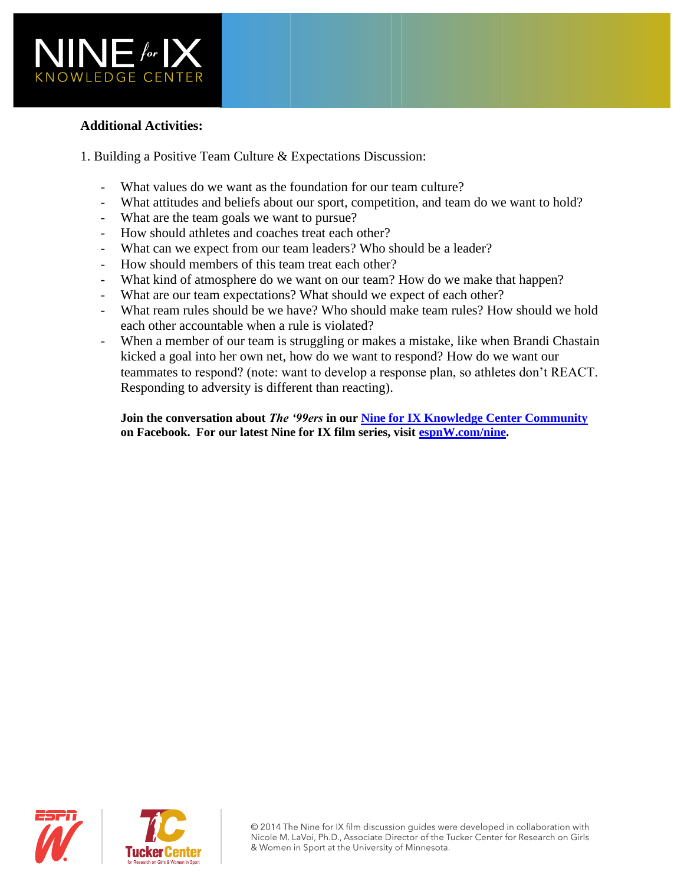**Additional Activities:**

1. Building a Positive Team Culture & Expectations Discussion:

- What values do we want as the foundation for our team culture?
- What attitudes and beliefs about our sport, competition, and team do we want to hold?
- What are the team goals we want to pursue?
- How should athletes and coaches treat each other?
- What can we expect from our team leaders? Who should be a leader?
- How should members of this team treat each other?
- What kind of atmosphere do we want on our team? How do we make that happen?
- What are our team expectations? What should we expect of each other?
- What ream rules should be we have? Who should make team rules? How should we hold each other accountable when a rule is violated?
- When a member of our team is struggling or makes a mistake, like when Brandi Chastain kicked a goal into her own net, how do we want to respond? How do we want our teammates to respond? (note: want to develop a response plan, so athletes don't REACT. Responding to adversity is different than reacting).

**Join the conversation about *The '99ers* in our Nine for IX Knowledge Center Community on Facebook. For our latest Nine for IX film series, visit espnW.com/nine.**

© 2014 The Nine for IX film discussion guides were developed in collaboration with Nicole M. LaVoi, Ph.D., Associate Director of the Tucker Center for Research on Girls & Women in Sport at the University of Minnesota.